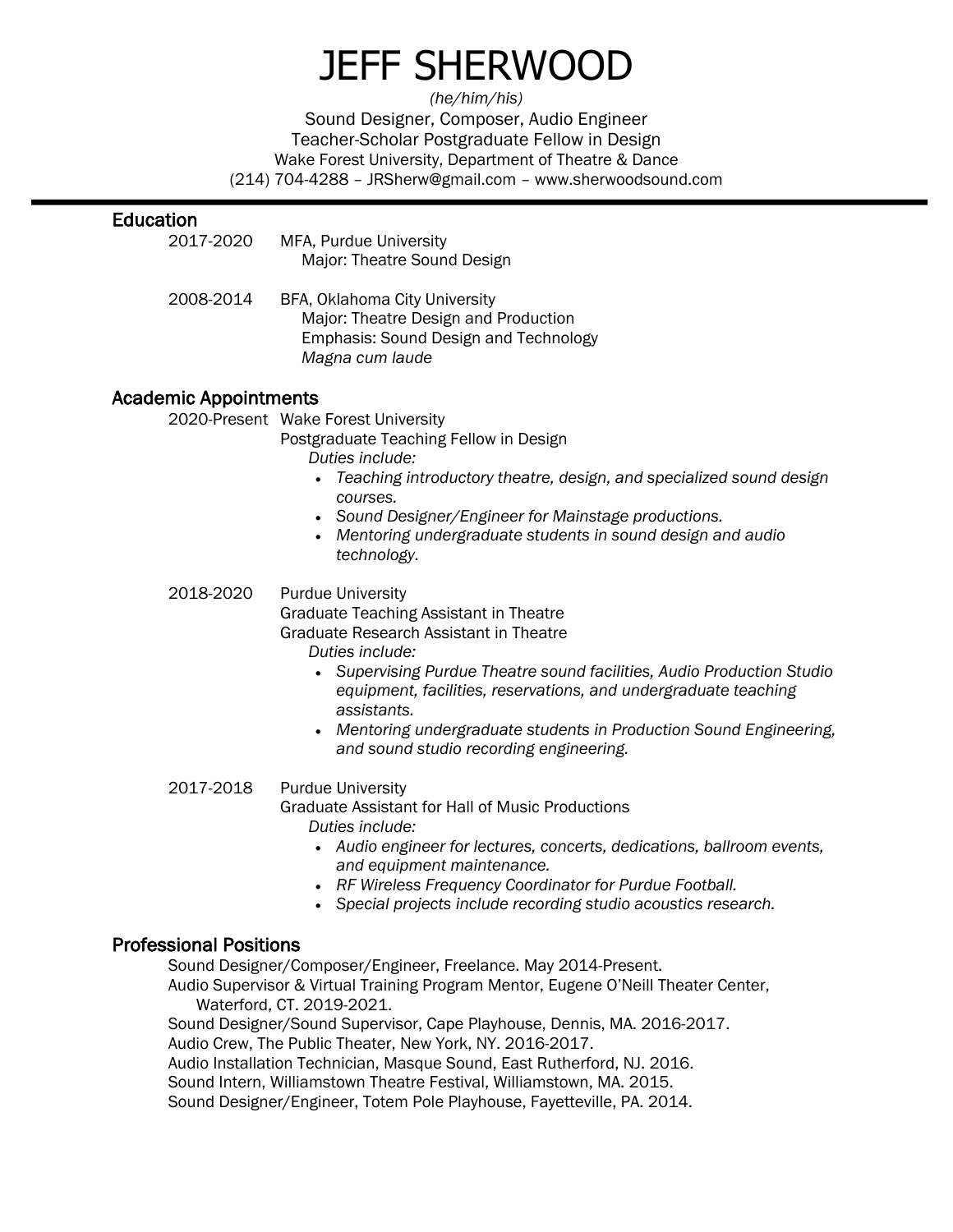# JEFF SHERWOOD

*(he/him/his)*

Sound Designer, Composer, Audio Engineer
Teacher-Scholar Postgraduate Fellow in Design
Wake Forest University, Department of Theatre & Dance
(214) 704-4288 – JRSherw@gmail.com – www.sherwoodsound.com

---

## Education

2017-2020 MFA, Purdue University
Major: Theatre Sound Design

2008-2014 BFA, Oklahoma City University
Major: Theatre Design and Production
Emphasis: Sound Design and Technology
*Magna cum laude*

## Academic Appointments

2020-Present Wake Forest University
Postgraduate Teaching Fellow in Design
*Duties include:*

- *Teaching introductory theatre, design, and specialized sound design courses.*
- *Sound Designer/Engineer for Mainstage productions.*
- *Mentoring undergraduate students in sound design and audio technology.*

2018-2020 Purdue University
Graduate Teaching Assistant in Theatre
Graduate Research Assistant in Theatre
*Duties include:*

- *Supervising Purdue Theatre sound facilities, Audio Production Studio equipment, facilities, reservations, and undergraduate teaching assistants.*
- *Mentoring undergraduate students in Production Sound Engineering, and sound studio recording engineering.*

2017-2018 Purdue University
Graduate Assistant for Hall of Music Productions
*Duties include:*

- *Audio engineer for lectures, concerts, dedications, ballroom events, and equipment maintenance.*
- *RF Wireless Frequency Coordinator for Purdue Football.*
- *Special projects include recording studio acoustics research.*

## Professional Positions

Sound Designer/Composer/Engineer, Freelance. May 2014-Present.
Audio Supervisor & Virtual Training Program Mentor, Eugene O'Neill Theater Center, Waterford, CT. 2019-2021.
Sound Designer/Sound Supervisor, Cape Playhouse, Dennis, MA. 2016-2017.
Audio Crew, The Public Theater, New York, NY. 2016-2017.
Audio Installation Technician, Masque Sound, East Rutherford, NJ. 2016.
Sound Intern, Williamstown Theatre Festival, Williamstown, MA. 2015.
Sound Designer/Engineer, Totem Pole Playhouse, Fayetteville, PA. 2014.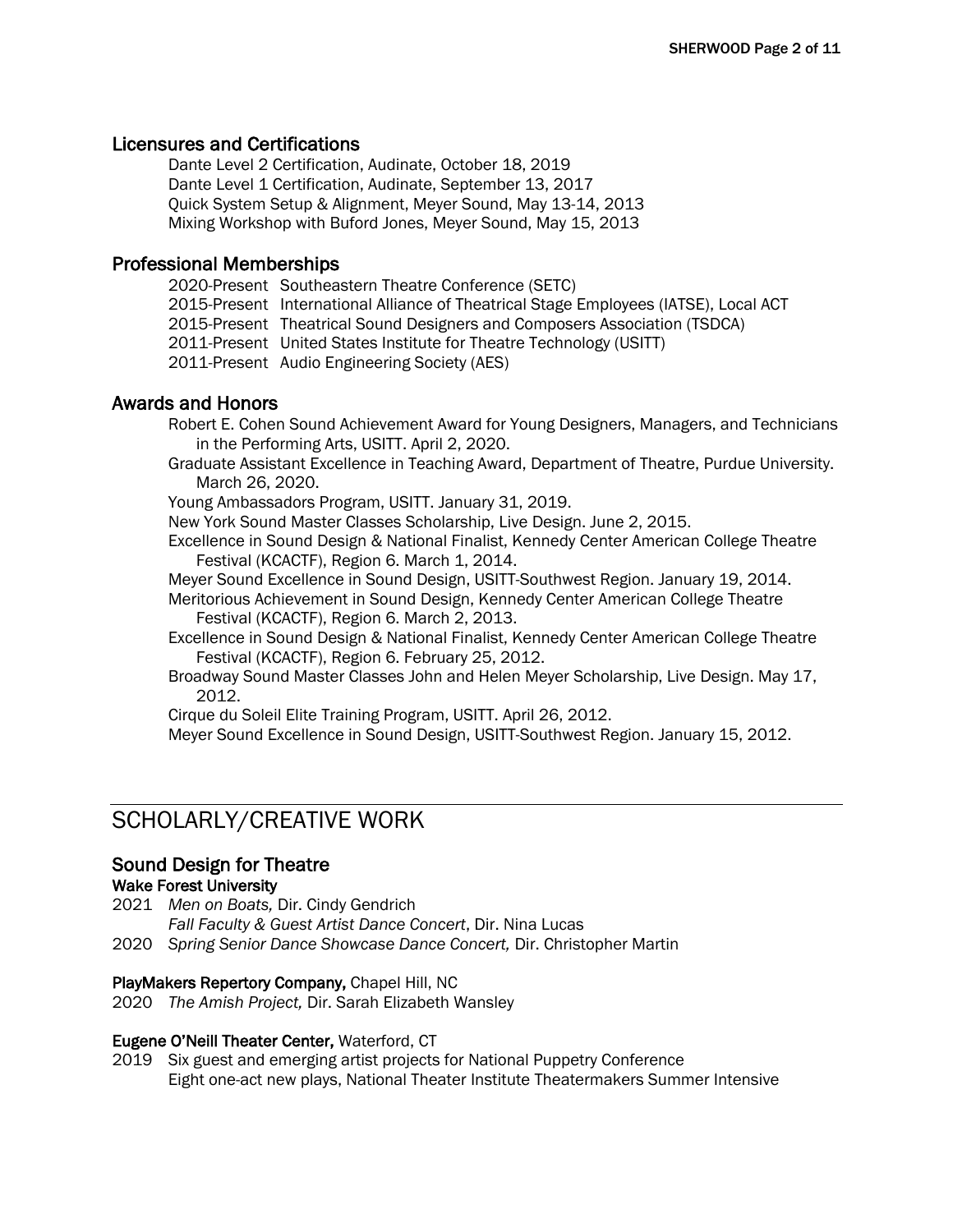### Licensures and Certifications

Dante Level 2 Certification, Audinate, October 18, 2019
Dante Level 1 Certification, Audinate, September 13, 2017
Quick System Setup & Alignment, Meyer Sound, May 13-14, 2013
Mixing Workshop with Buford Jones, Meyer Sound, May 15, 2013

### Professional Memberships

2020-Present Southeastern Theatre Conference (SETC)
2015-Present International Alliance of Theatrical Stage Employees (IATSE), Local ACT
2015-Present Theatrical Sound Designers and Composers Association (TSDCA)
2011-Present United States Institute for Theatre Technology (USITT)
2011-Present Audio Engineering Society (AES)

### Awards and Honors

Robert E. Cohen Sound Achievement Award for Young Designers, Managers, and Technicians in the Performing Arts, USITT. April 2, 2020.
Graduate Assistant Excellence in Teaching Award, Department of Theatre, Purdue University. March 26, 2020.
Young Ambassadors Program, USITT. January 31, 2019.
New York Sound Master Classes Scholarship, Live Design. June 2, 2015.
Excellence in Sound Design & National Finalist, Kennedy Center American College Theatre Festival (KCACTF), Region 6. March 1, 2014.
Meyer Sound Excellence in Sound Design, USITT-Southwest Region. January 19, 2014.
Meritorious Achievement in Sound Design, Kennedy Center American College Theatre Festival (KCACTF), Region 6. March 2, 2013.
Excellence in Sound Design & National Finalist, Kennedy Center American College Theatre Festival (KCACTF), Region 6. February 25, 2012.
Broadway Sound Master Classes John and Helen Meyer Scholarship, Live Design. May 17, 2012.
Cirque du Soleil Elite Training Program, USITT. April 26, 2012.
Meyer Sound Excellence in Sound Design, USITT-Southwest Region. January 15, 2012.

## SCHOLARLY/CREATIVE WORK

### Sound Design for Theatre

**Wake Forest University**

2021 *Men on Boats,* Dir. Cindy Gendrich
*Fall Faculty & Guest Artist Dance Concert*, Dir. Nina Lucas
2020 *Spring Senior Dance Showcase Dance Concert,* Dir. Christopher Martin

**PlayMakers Repertory Company,** Chapel Hill, NC

2020 *The Amish Project,* Dir. Sarah Elizabeth Wansley

**Eugene O'Neill Theater Center,** Waterford, CT

2019 Six guest and emerging artist projects for National Puppetry Conference
Eight one-act new plays, National Theater Institute Theatermakers Summer Intensive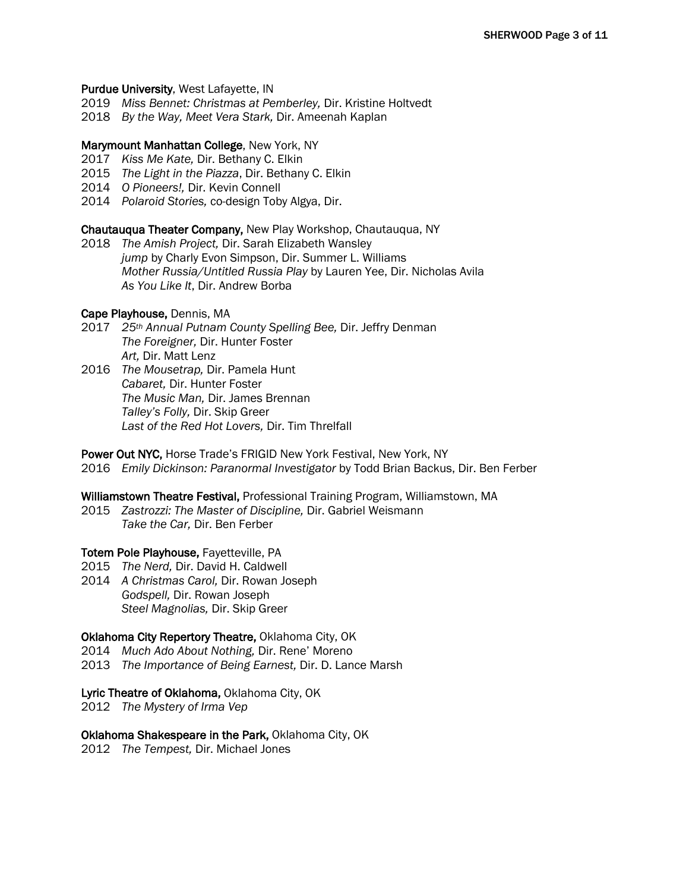**Purdue University**, West Lafayette, IN

2019 *Miss Bennet: Christmas at Pemberley,* Dir. Kristine Holtvedt
2018 *By the Way, Meet Vera Stark,* Dir. Ameenah Kaplan

**Marymount Manhattan College**, New York, NY

2017 *Kiss Me Kate,* Dir. Bethany C. Elkin
2015 *The Light in the Piazza*, Dir. Bethany C. Elkin
2014 *O Pioneers!,* Dir. Kevin Connell
2014 *Polaroid Stories,* co-design Toby Algya, Dir.

**Chautauqua Theater Company,** New Play Workshop, Chautauqua, NY

2018 *The Amish Project,* Dir. Sarah Elizabeth Wansley
*jump* by Charly Evon Simpson, Dir. Summer L. Williams
*Mother Russia/Untitled Russia Play* by Lauren Yee, Dir. Nicholas Avila
*As You Like It*, Dir. Andrew Borba

**Cape Playhouse,** Dennis, MA

2017 *25th Annual Putnam County Spelling Bee,* Dir. Jeffry Denman
*The Foreigner,* Dir. Hunter Foster
*Art,* Dir. Matt Lenz
2016 *The Mousetrap,* Dir. Pamela Hunt
*Cabaret,* Dir. Hunter Foster
*The Music Man,* Dir. James Brennan
*Talley's Folly,* Dir. Skip Greer
*Last of the Red Hot Lovers,* Dir. Tim Threlfall

**Power Out NYC,** Horse Trade's FRIGID New York Festival, New York, NY

2016 *Emily Dickinson: Paranormal Investigator* by Todd Brian Backus, Dir. Ben Ferber

**Williamstown Theatre Festival,** Professional Training Program, Williamstown, MA

2015 *Zastrozzi: The Master of Discipline,* Dir. Gabriel Weismann
*Take the Car,* Dir. Ben Ferber

**Totem Pole Playhouse,** Fayetteville, PA

2015 *The Nerd,* Dir. David H. Caldwell
2014 *A Christmas Carol,* Dir. Rowan Joseph
*Godspell,* Dir. Rowan Joseph
*Steel Magnolias,* Dir. Skip Greer

**Oklahoma City Repertory Theatre,** Oklahoma City, OK

2014 *Much Ado About Nothing,* Dir. Rene' Moreno
2013 *The Importance of Being Earnest,* Dir. D. Lance Marsh

**Lyric Theatre of Oklahoma,** Oklahoma City, OK

2012 *The Mystery of Irma Vep*

**Oklahoma Shakespeare in the Park,** Oklahoma City, OK

2012 *The Tempest,* Dir. Michael Jones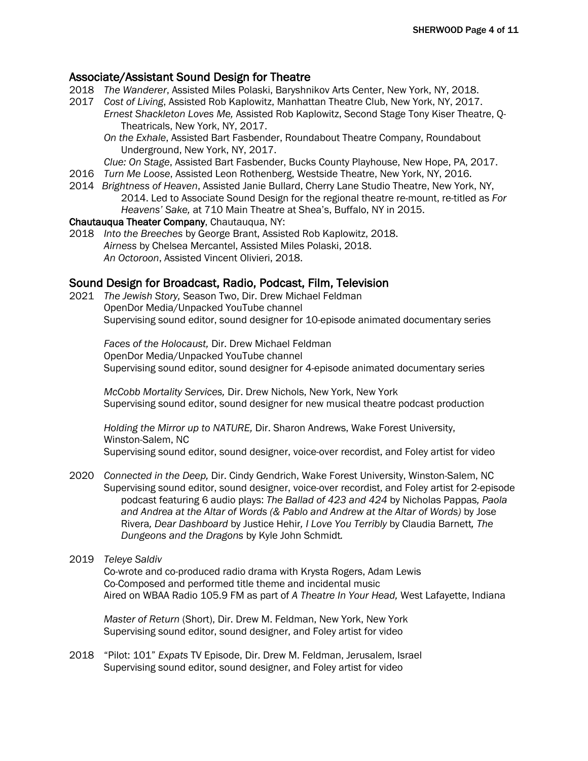## Associate/Assistant Sound Design for Theatre

2018 *The Wanderer*, Assisted Miles Polaski, Baryshnikov Arts Center, New York, NY, 2018.

2017 *Cost of Living*, Assisted Rob Kaplowitz, Manhattan Theatre Club, New York, NY, 2017.
*Ernest Shackleton Loves Me,* Assisted Rob Kaplowitz, Second Stage Tony Kiser Theatre, Q-Theatricals, New York, NY, 2017.
*On the Exhale*, Assisted Bart Fasbender, Roundabout Theatre Company, Roundabout Underground, New York, NY, 2017.
*Clue: On Stage*, Assisted Bart Fasbender, Bucks County Playhouse, New Hope, PA, 2017.

2016 *Turn Me Loose*, Assisted Leon Rothenberg, Westside Theatre, New York, NY, 2016.

2014 *Brightness of Heaven*, Assisted Janie Bullard, Cherry Lane Studio Theatre, New York, NY, 2014. Led to Associate Sound Design for the regional theatre re-mount, re-titled as *For Heavens' Sake,* at 710 Main Theatre at Shea's, Buffalo, NY in 2015.

**Chautauqua Theater Company**, Chautauqua, NY:

2018 *Into the Breeches* by George Brant, Assisted Rob Kaplowitz, 2018.
*Airness* by Chelsea Mercantel, Assisted Miles Polaski, 2018.
*An Octoroon*, Assisted Vincent Olivieri, 2018.

## Sound Design for Broadcast, Radio, Podcast, Film, Television

2021 *The Jewish Story,* Season Two, Dir. Drew Michael Feldman
OpenDor Media/Unpacked YouTube channel
Supervising sound editor, sound designer for 10-episode animated documentary series

*Faces of the Holocaust,* Dir. Drew Michael Feldman
OpenDor Media/Unpacked YouTube channel
Supervising sound editor, sound designer for 4-episode animated documentary series

*McCobb Mortality Services,* Dir. Drew Nichols, New York, New York
Supervising sound editor, sound designer for new musical theatre podcast production

*Holding the Mirror up to NATURE,* Dir. Sharon Andrews, Wake Forest University, Winston-Salem, NC
Supervising sound editor, sound designer, voice-over recordist, and Foley artist for video

2020 *Connected in the Deep,* Dir. Cindy Gendrich, Wake Forest University, Winston-Salem, NC
Supervising sound editor, sound designer, voice-over recordist, and Foley artist for 2-episode podcast featuring 6 audio plays: *The Ballad of 423 and 424* by Nicholas Pappas*, Paola and Andrea at the Altar of Words (& Pablo and Andrew at the Altar of Words)* by Jose Rivera*, Dear Dashboard* by Justice Hehir*, I Love You Terribly* by Claudia Barnett*, The Dungeons and the Dragons* by Kyle John Schmidt*.*

2019 *Teleye Saldiv*
Co-wrote and co-produced radio drama with Krysta Rogers, Adam Lewis
Co-Composed and performed title theme and incidental music
Aired on WBAA Radio 105.9 FM as part of *A Theatre In Your Head,* West Lafayette, Indiana

*Master of Return* (Short), Dir. Drew M. Feldman, New York, New York
Supervising sound editor, sound designer, and Foley artist for video

2018 "Pilot: 101" *Expats* TV Episode, Dir. Drew M. Feldman, Jerusalem, Israel
Supervising sound editor, sound designer, and Foley artist for video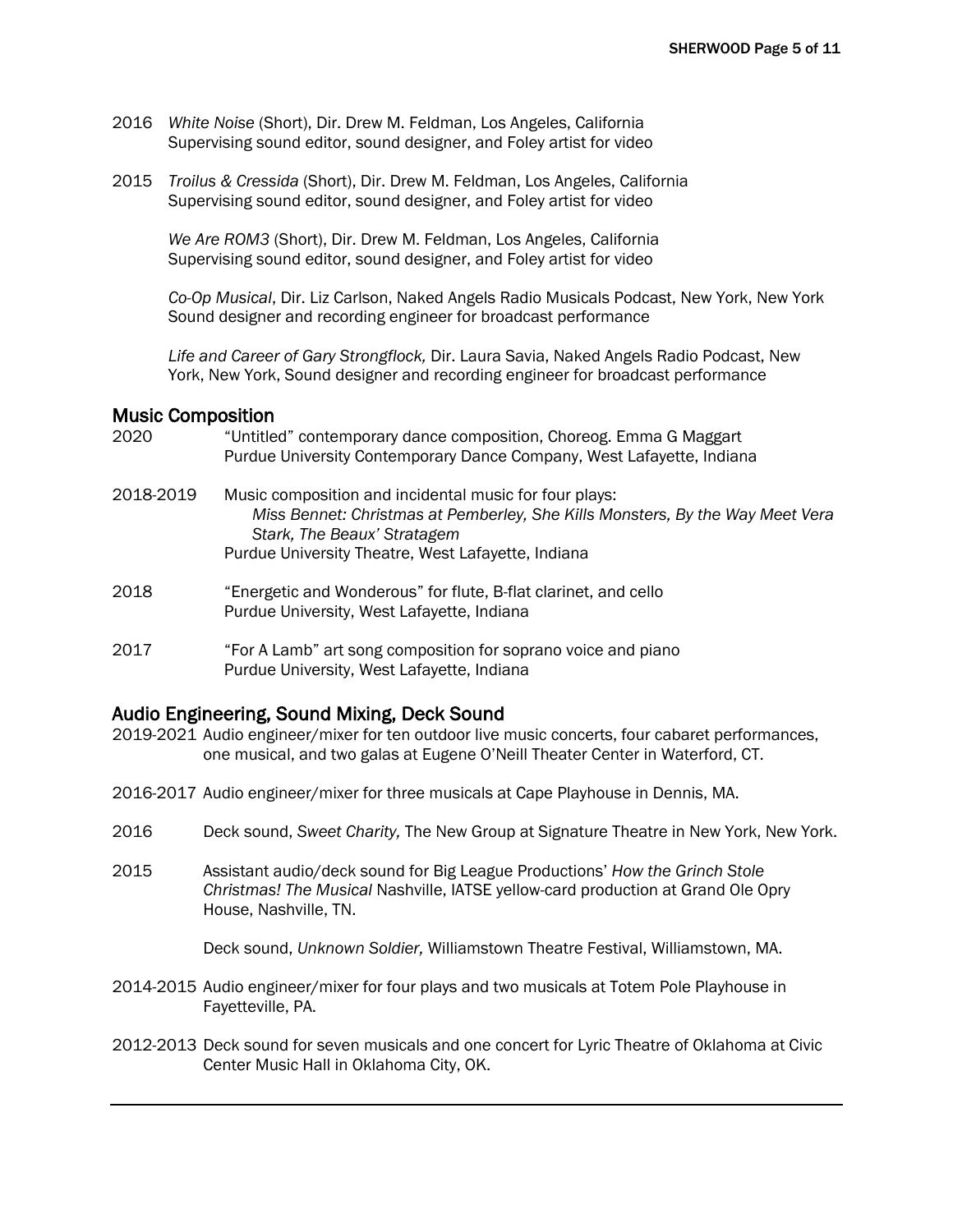2016 *White Noise* (Short), Dir. Drew M. Feldman, Los Angeles, California
Supervising sound editor, sound designer, and Foley artist for video

2015 *Troilus & Cressida* (Short), Dir. Drew M. Feldman, Los Angeles, California
Supervising sound editor, sound designer, and Foley artist for video

*We Are ROM3* (Short), Dir. Drew M. Feldman, Los Angeles, California
Supervising sound editor, sound designer, and Foley artist for video

*Co-Op Musical*, Dir. Liz Carlson, Naked Angels Radio Musicals Podcast, New York, New York
Sound designer and recording engineer for broadcast performance

*Life and Career of Gary Strongflock,* Dir. Laura Savia, Naked Angels Radio Podcast, New York, New York, Sound designer and recording engineer for broadcast performance

## Music Composition

2020 "Untitled" contemporary dance composition, Choreog. Emma G Maggart
Purdue University Contemporary Dance Company, West Lafayette, Indiana

2018-2019 Music composition and incidental music for four plays:
*Miss Bennet: Christmas at Pemberley, She Kills Monsters, By the Way Meet Vera Stark, The Beaux' Stratagem*
Purdue University Theatre, West Lafayette, Indiana

2018 "Energetic and Wonderous" for flute, B-flat clarinet, and cello
Purdue University, West Lafayette, Indiana

2017 "For A Lamb" art song composition for soprano voice and piano
Purdue University, West Lafayette, Indiana

## Audio Engineering, Sound Mixing, Deck Sound

2019-2021 Audio engineer/mixer for ten outdoor live music concerts, four cabaret performances, one musical, and two galas at Eugene O'Neill Theater Center in Waterford, CT.

2016-2017 Audio engineer/mixer for three musicals at Cape Playhouse in Dennis, MA.

2016 Deck sound, *Sweet Charity,* The New Group at Signature Theatre in New York, New York.

2015 Assistant audio/deck sound for Big League Productions' *How the Grinch Stole Christmas! The Musical* Nashville, IATSE yellow-card production at Grand Ole Opry House, Nashville, TN.

Deck sound, *Unknown Soldier,* Williamstown Theatre Festival, Williamstown, MA.

2014-2015 Audio engineer/mixer for four plays and two musicals at Totem Pole Playhouse in Fayetteville, PA.

2012-2013 Deck sound for seven musicals and one concert for Lyric Theatre of Oklahoma at Civic Center Music Hall in Oklahoma City, OK.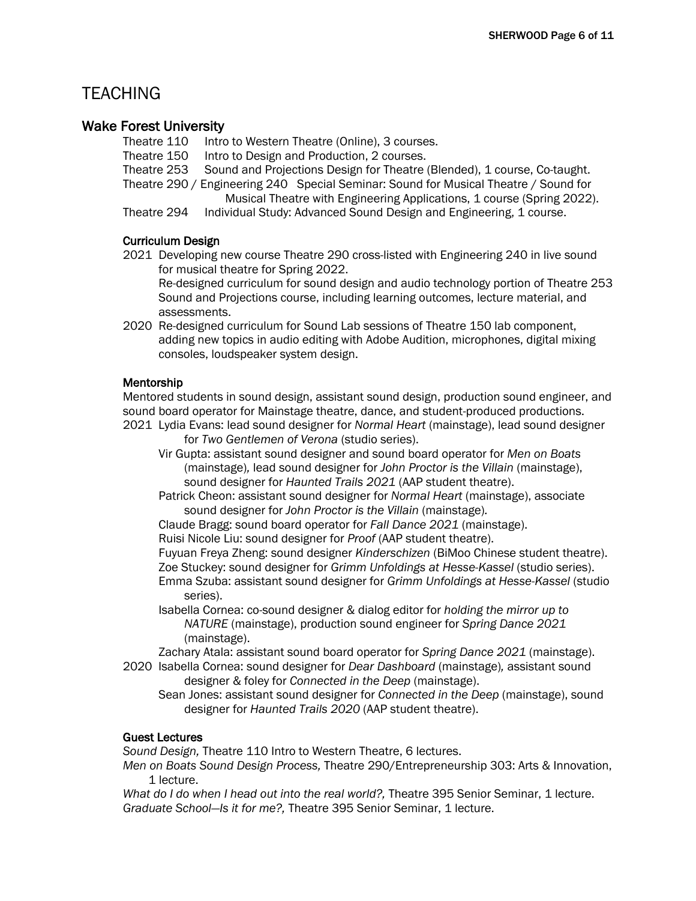# TEACHING

## Wake Forest University

Theatre 110 Intro to Western Theatre (Online), 3 courses.
Theatre 150 Intro to Design and Production, 2 courses.
Theatre 253 Sound and Projections Design for Theatre (Blended), 1 course, Co-taught.
Theatre 290 / Engineering 240 Special Seminar: Sound for Musical Theatre / Sound for Musical Theatre with Engineering Applications, 1 course (Spring 2022).
Theatre 294 Individual Study: Advanced Sound Design and Engineering, 1 course.

### Curriculum Design

2021 Developing new course Theatre 290 cross-listed with Engineering 240 in live sound for musical theatre for Spring 2022.
Re-designed curriculum for sound design and audio technology portion of Theatre 253 Sound and Projections course, including learning outcomes, lecture material, and assessments.

2020 Re-designed curriculum for Sound Lab sessions of Theatre 150 lab component, adding new topics in audio editing with Adobe Audition, microphones, digital mixing consoles, loudspeaker system design.

### Mentorship

Mentored students in sound design, assistant sound design, production sound engineer, and sound board operator for Mainstage theatre, dance, and student-produced productions.

2021 Lydia Evans: lead sound designer for *Normal Heart* (mainstage), lead sound designer for *Two Gentlemen of Verona* (studio series).
Vir Gupta: assistant sound designer and sound board operator for *Men on Boats* (mainstage), lead sound designer for *John Proctor is the Villain* (mainstage), sound designer for *Haunted Trails 2021* (AAP student theatre).
Patrick Cheon: assistant sound designer for *Normal Heart* (mainstage), associate sound designer for *John Proctor is the Villain* (mainstage).
Claude Bragg: sound board operator for *Fall Dance 2021* (mainstage).
Ruisi Nicole Liu: sound designer for *Proof* (AAP student theatre).
Fuyuan Freya Zheng: sound designer *Kinderschizen* (BiMoo Chinese student theatre).
Zoe Stuckey: sound designer for *Grimm Unfoldings at Hesse-Kassel* (studio series).
Emma Szuba: assistant sound designer for *Grimm Unfoldings at Hesse-Kassel* (studio series).
Isabella Cornea: co-sound designer & dialog editor for *holding the mirror up to NATURE* (mainstage), production sound engineer for *Spring Dance 2021* (mainstage).
Zachary Atala: assistant sound board operator for *Spring Dance 2021* (mainstage).

2020 Isabella Cornea: sound designer for *Dear Dashboard* (mainstage), assistant sound designer & foley for *Connected in the Deep* (mainstage).
Sean Jones: assistant sound designer for *Connected in the Deep* (mainstage), sound designer for *Haunted Trails 2020* (AAP student theatre).

### Guest Lectures

*Sound Design,* Theatre 110 Intro to Western Theatre, 6 lectures.
*Men on Boats Sound Design Process,* Theatre 290/Entrepreneurship 303: Arts & Innovation, 1 lecture.
*What do I do when I head out into the real world?,* Theatre 395 Senior Seminar, 1 lecture.
*Graduate School—Is it for me?,* Theatre 395 Senior Seminar, 1 lecture.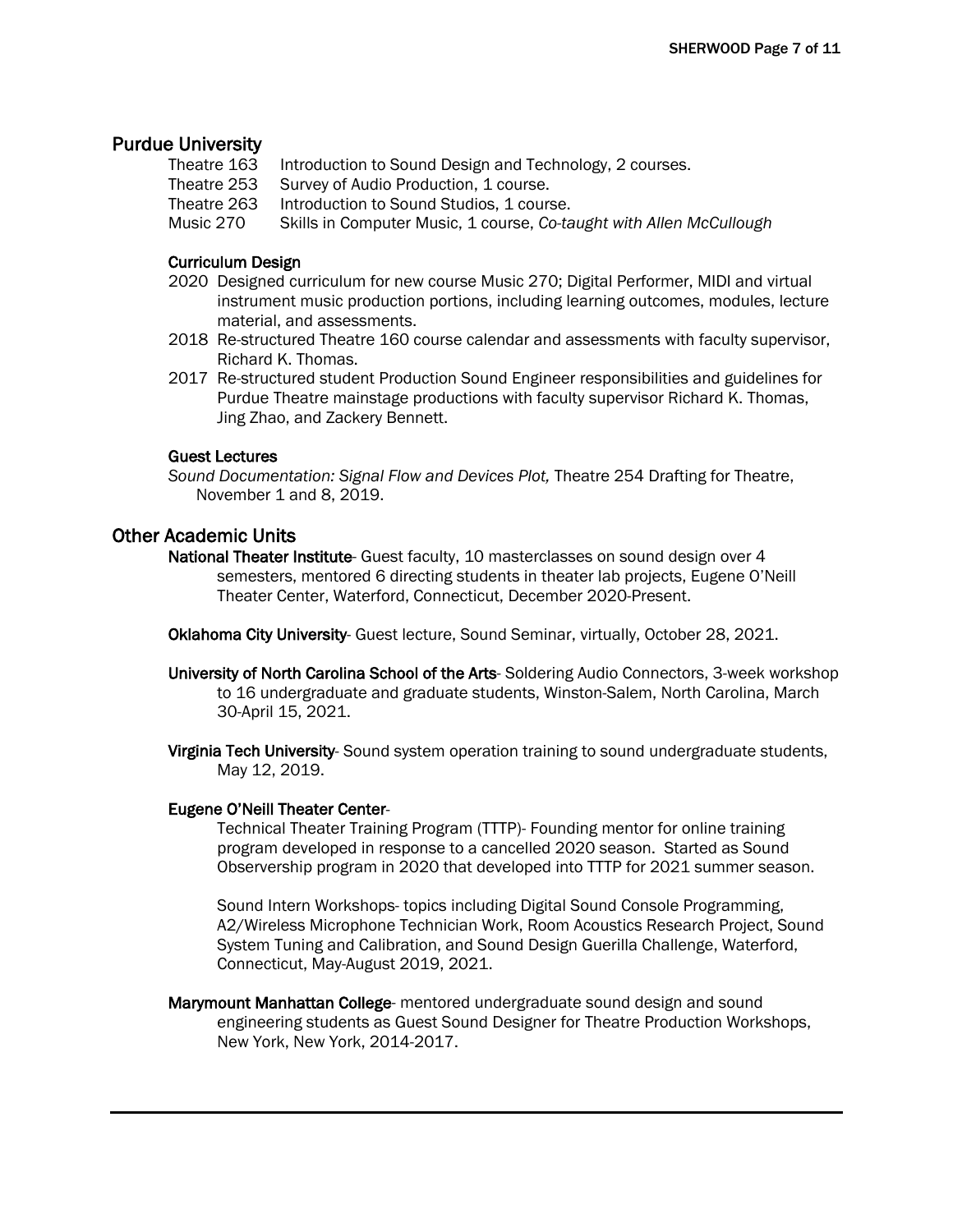## Purdue University

| | |
|---|---|
| Theatre 163 | Introduction to Sound Design and Technology, 2 courses. |
| Theatre 253 | Survey of Audio Production, 1 course. |
| Theatre 263 | Introduction to Sound Studios, 1 course. |
| Music 270 | Skills in Computer Music, 1 course, *Co-taught with Allen McCullough* |

### Curriculum Design

- 2020 Designed curriculum for new course Music 270; Digital Performer, MIDI and virtual instrument music production portions, including learning outcomes, modules, lecture material, and assessments.
- 2018 Re-structured Theatre 160 course calendar and assessments with faculty supervisor, Richard K. Thomas.
- 2017 Re-structured student Production Sound Engineer responsibilities and guidelines for Purdue Theatre mainstage productions with faculty supervisor Richard K. Thomas, Jing Zhao, and Zackery Bennett.

### Guest Lectures

*Sound Documentation: Signal Flow and Devices Plot,* Theatre 254 Drafting for Theatre, November 1 and 8, 2019.

## Other Academic Units

**National Theater Institute**- Guest faculty, 10 masterclasses on sound design over 4 semesters, mentored 6 directing students in theater lab projects, Eugene O'Neill Theater Center, Waterford, Connecticut, December 2020-Present.

**Oklahoma City University**- Guest lecture, Sound Seminar, virtually, October 28, 2021.

**University of North Carolina School of the Arts**- Soldering Audio Connectors, 3-week workshop to 16 undergraduate and graduate students, Winston-Salem, North Carolina, March 30-April 15, 2021.

**Virginia Tech University**- Sound system operation training to sound undergraduate students, May 12, 2019.

**Eugene O'Neill Theater Center**-

Technical Theater Training Program (TTTP)- Founding mentor for online training program developed in response to a cancelled 2020 season. Started as Sound Observership program in 2020 that developed into TTTP for 2021 summer season.

Sound Intern Workshops- topics including Digital Sound Console Programming, A2/Wireless Microphone Technician Work, Room Acoustics Research Project, Sound System Tuning and Calibration, and Sound Design Guerilla Challenge, Waterford, Connecticut, May-August 2019, 2021.

**Marymount Manhattan College**- mentored undergraduate sound design and sound engineering students as Guest Sound Designer for Theatre Production Workshops, New York, New York, 2014-2017.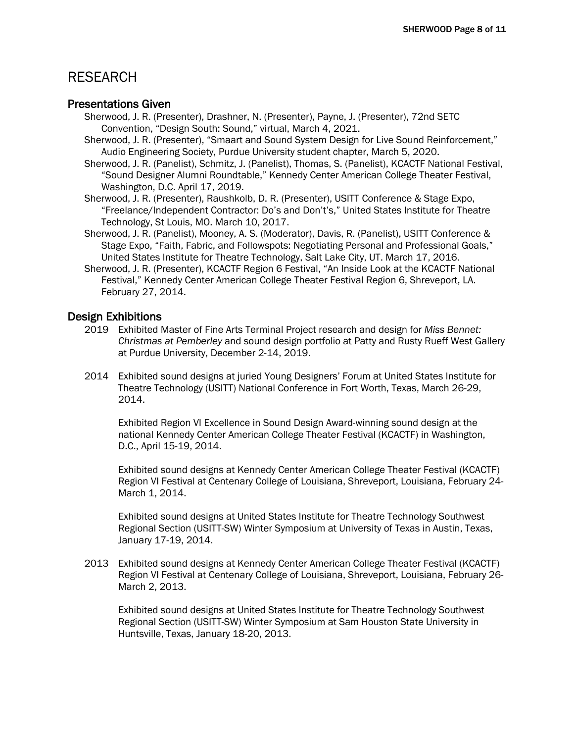# RESEARCH

## Presentations Given

Sherwood, J. R. (Presenter), Drashner, N. (Presenter), Payne, J. (Presenter), 72nd SETC Convention, “Design South: Sound,” virtual, March 4, 2021.

Sherwood, J. R. (Presenter), “Smaart and Sound System Design for Live Sound Reinforcement,” Audio Engineering Society, Purdue University student chapter, March 5, 2020.

Sherwood, J. R. (Panelist), Schmitz, J. (Panelist), Thomas, S. (Panelist), KCACTF National Festival, “Sound Designer Alumni Roundtable,” Kennedy Center American College Theater Festival, Washington, D.C. April 17, 2019.

Sherwood, J. R. (Presenter), Raushkolb, D. R. (Presenter), USITT Conference & Stage Expo, “Freelance/Independent Contractor: Do’s and Don’t’s,” United States Institute for Theatre Technology, St Louis, MO. March 10, 2017.

Sherwood, J. R. (Panelist), Mooney, A. S. (Moderator), Davis, R. (Panelist), USITT Conference & Stage Expo, “Faith, Fabric, and Followspots: Negotiating Personal and Professional Goals,” United States Institute for Theatre Technology, Salt Lake City, UT. March 17, 2016.

Sherwood, J. R. (Presenter), KCACTF Region 6 Festival, “An Inside Look at the KCACTF National Festival,” Kennedy Center American College Theater Festival Region 6, Shreveport, LA. February 27, 2014.

## Design Exhibitions

2019 Exhibited Master of Fine Arts Terminal Project research and design for *Miss Bennet: Christmas at Pemberley* and sound design portfolio at Patty and Rusty Rueff West Gallery at Purdue University, December 2-14, 2019.

2014 Exhibited sound designs at juried Young Designers’ Forum at United States Institute for Theatre Technology (USITT) National Conference in Fort Worth, Texas, March 26-29, 2014.

Exhibited Region VI Excellence in Sound Design Award-winning sound design at the national Kennedy Center American College Theater Festival (KCACTF) in Washington, D.C., April 15-19, 2014.

Exhibited sound designs at Kennedy Center American College Theater Festival (KCACTF) Region VI Festival at Centenary College of Louisiana, Shreveport, Louisiana, February 24-March 1, 2014.

Exhibited sound designs at United States Institute for Theatre Technology Southwest Regional Section (USITT-SW) Winter Symposium at University of Texas in Austin, Texas, January 17-19, 2014.

2013 Exhibited sound designs at Kennedy Center American College Theater Festival (KCACTF) Region VI Festival at Centenary College of Louisiana, Shreveport, Louisiana, February 26-March 2, 2013.

Exhibited sound designs at United States Institute for Theatre Technology Southwest Regional Section (USITT-SW) Winter Symposium at Sam Houston State University in Huntsville, Texas, January 18-20, 2013.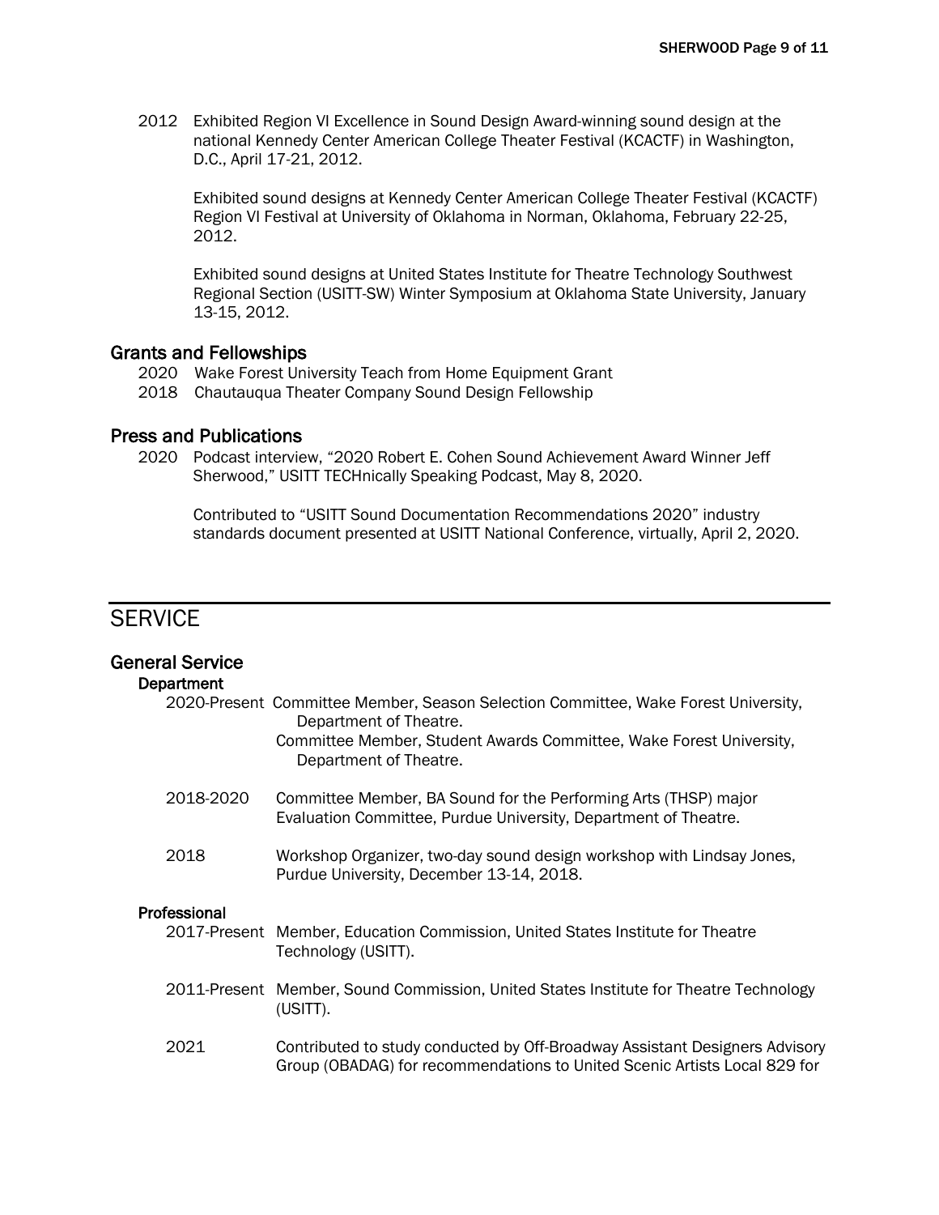2012 Exhibited Region VI Excellence in Sound Design Award-winning sound design at the national Kennedy Center American College Theater Festival (KCACTF) in Washington, D.C., April 17-21, 2012.

Exhibited sound designs at Kennedy Center American College Theater Festival (KCACTF) Region VI Festival at University of Oklahoma in Norman, Oklahoma, February 22-25, 2012.

Exhibited sound designs at United States Institute for Theatre Technology Southwest Regional Section (USITT-SW) Winter Symposium at Oklahoma State University, January 13-15, 2012.

## Grants and Fellowships

2020 Wake Forest University Teach from Home Equipment Grant

2018 Chautauqua Theater Company Sound Design Fellowship

## Press and Publications

2020 Podcast interview, "2020 Robert E. Cohen Sound Achievement Award Winner Jeff Sherwood," USITT TECHnically Speaking Podcast, May 8, 2020.

Contributed to "USITT Sound Documentation Recommendations 2020" industry standards document presented at USITT National Conference, virtually, April 2, 2020.

# SERVICE

## General Service

### Department

2020-Present Committee Member, Season Selection Committee, Wake Forest University, Department of Theatre.

Committee Member, Student Awards Committee, Wake Forest University, Department of Theatre.

2018-2020 Committee Member, BA Sound for the Performing Arts (THSP) major Evaluation Committee, Purdue University, Department of Theatre.

2018 Workshop Organizer, two-day sound design workshop with Lindsay Jones, Purdue University, December 13-14, 2018.

### Professional

2017-Present Member, Education Commission, United States Institute for Theatre Technology (USITT).

2011-Present Member, Sound Commission, United States Institute for Theatre Technology (USITT).

2021 Contributed to study conducted by Off-Broadway Assistant Designers Advisory Group (OBADAG) for recommendations to United Scenic Artists Local 829 for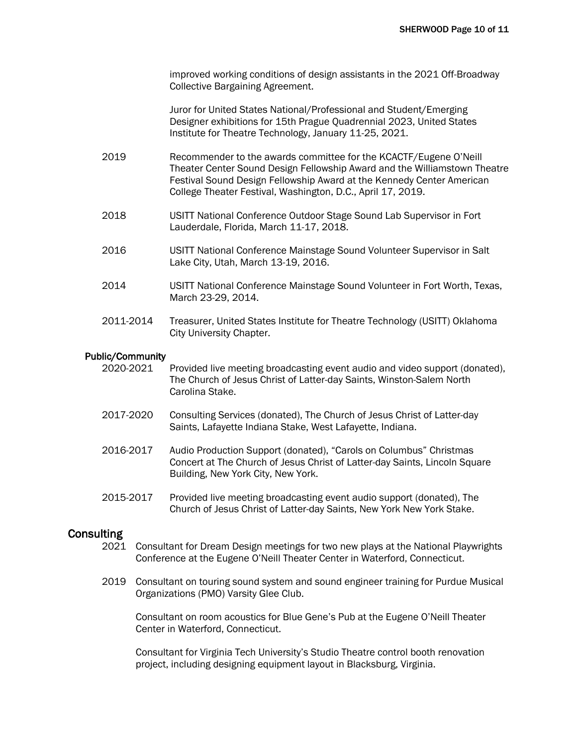improved working conditions of design assistants in the 2021 Off-Broadway Collective Bargaining Agreement.

Juror for United States National/Professional and Student/Emerging Designer exhibitions for 15th Prague Quadrennial 2023, United States Institute for Theatre Technology, January 11-25, 2021.

2019 Recommender to the awards committee for the KCACTF/Eugene O'Neill Theater Center Sound Design Fellowship Award and the Williamstown Theatre Festival Sound Design Fellowship Award at the Kennedy Center American College Theater Festival, Washington, D.C., April 17, 2019.

2018 USITT National Conference Outdoor Stage Sound Lab Supervisor in Fort Lauderdale, Florida, March 11-17, 2018.

2016 USITT National Conference Mainstage Sound Volunteer Supervisor in Salt Lake City, Utah, March 13-19, 2016.

2014 USITT National Conference Mainstage Sound Volunteer in Fort Worth, Texas, March 23-29, 2014.

2011-2014 Treasurer, United States Institute for Theatre Technology (USITT) Oklahoma City University Chapter.

### Public/Community

2020-2021 Provided live meeting broadcasting event audio and video support (donated), The Church of Jesus Christ of Latter-day Saints, Winston-Salem North Carolina Stake.

2017-2020 Consulting Services (donated), The Church of Jesus Christ of Latter-day Saints, Lafayette Indiana Stake, West Lafayette, Indiana.

2016-2017 Audio Production Support (donated), "Carols on Columbus" Christmas Concert at The Church of Jesus Christ of Latter-day Saints, Lincoln Square Building, New York City, New York.

2015-2017 Provided live meeting broadcasting event audio support (donated), The Church of Jesus Christ of Latter-day Saints, New York New York Stake.

## Consulting

2021 Consultant for Dream Design meetings for two new plays at the National Playwrights Conference at the Eugene O'Neill Theater Center in Waterford, Connecticut.

2019 Consultant on touring sound system and sound engineer training for Purdue Musical Organizations (PMO) Varsity Glee Club.

Consultant on room acoustics for Blue Gene's Pub at the Eugene O'Neill Theater Center in Waterford, Connecticut.

Consultant for Virginia Tech University's Studio Theatre control booth renovation project, including designing equipment layout in Blacksburg, Virginia.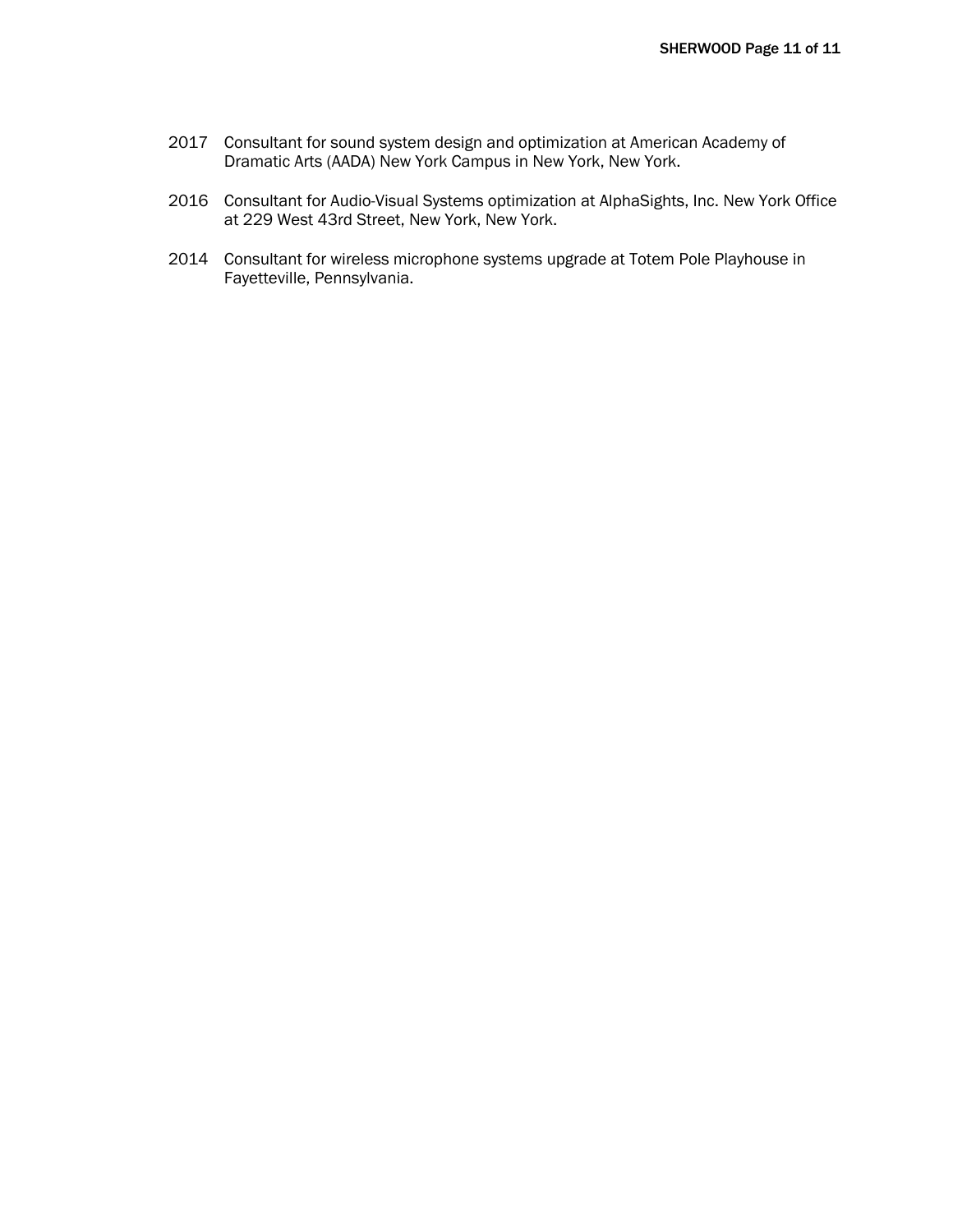2017 Consultant for sound system design and optimization at American Academy of Dramatic Arts (AADA) New York Campus in New York, New York.

2016 Consultant for Audio-Visual Systems optimization at AlphaSights, Inc. New York Office at 229 West 43rd Street, New York, New York.

2014 Consultant for wireless microphone systems upgrade at Totem Pole Playhouse in Fayetteville, Pennsylvania.